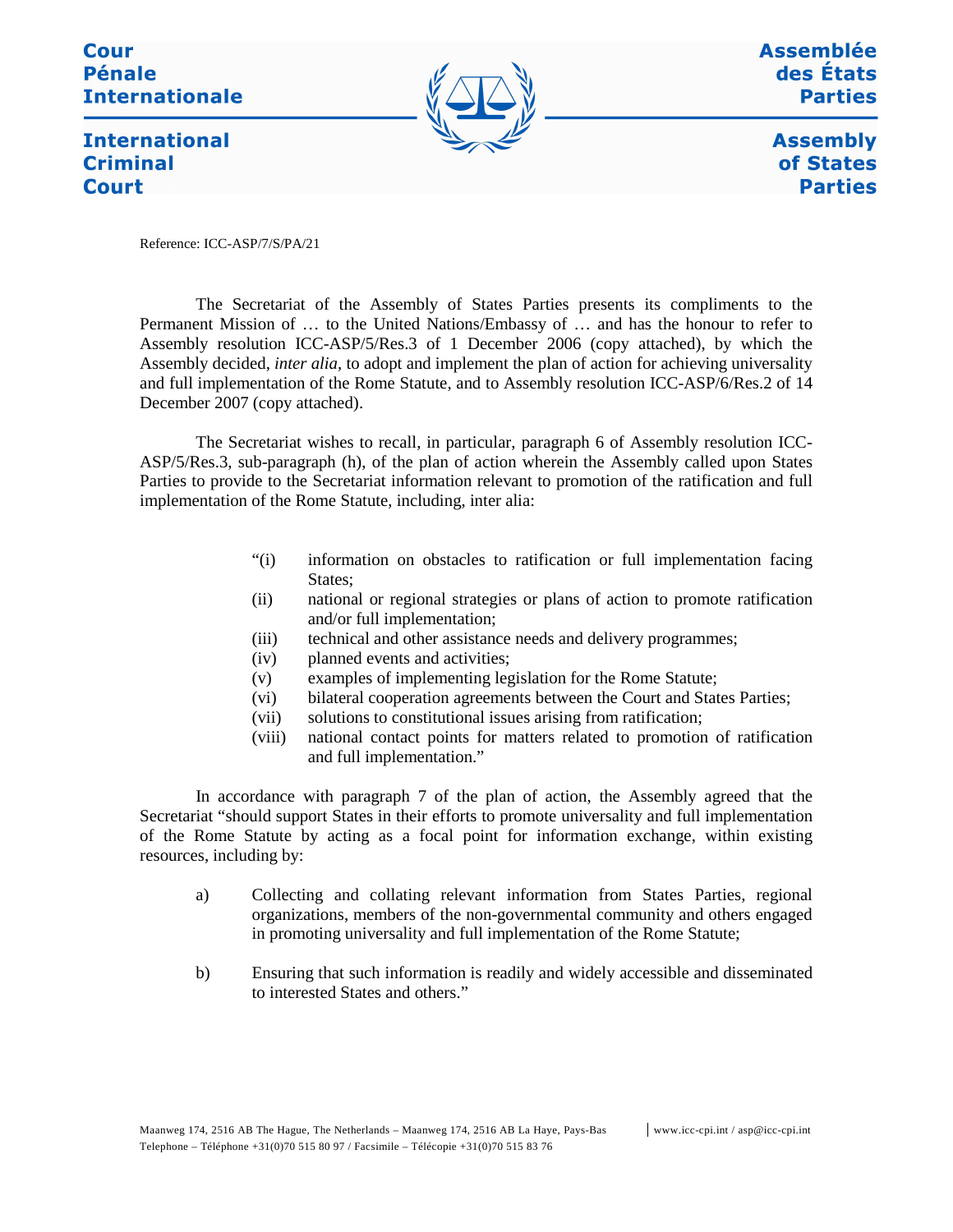Cour Pénale Internationale

International Criminal Court

Assemblée des États Parties

Assembly of States Parties

Reference: ICC-ASP/7/S/PA/21

The Secretariat of the Assembly of States Parties presents its compliments to the Permanent Mission of … to the United Nations/Embassy of … and has the honour to refer to Assembly resolution ICC-ASP/5/Res.3 of 1 December 2006 (copy attached), by which the Assembly decided, *inter alia*, to adopt and implement the plan of action for achieving universality and full implementation of the Rome Statute, and to Assembly resolution ICC-ASP/6/Res.2 of 14 December 2007 (copy attached).

The Secretariat wishes to recall, in particular, paragraph 6 of Assembly resolution ICC-ASP/5/Res.3, sub-paragraph (h), of the plan of action wherein the Assembly called upon States Parties to provide to the Secretariat information relevant to promotion of the ratification and full implementation of the Rome Statute, including, inter alia:

> "(i) information on obstacles to ratification or full implementation facing States;
> (ii) national or regional strategies or plans of action to promote ratification and/or full implementation;
> (iii) technical and other assistance needs and delivery programmes;
> (iv) planned events and activities;
> (v) examples of implementing legislation for the Rome Statute;
> (vi) bilateral cooperation agreements between the Court and States Parties;
> (vii) solutions to constitutional issues arising from ratification;
> (viii) national contact points for matters related to promotion of ratification and full implementation."

In accordance with paragraph 7 of the plan of action, the Assembly agreed that the Secretariat "should support States in their efforts to promote universality and full implementation of the Rome Statute by acting as a focal point for information exchange, within existing resources, including by:

> a) Collecting and collating relevant information from States Parties, regional organizations, members of the non-governmental community and others engaged in promoting universality and full implementation of the Rome Statute;
>
> b) Ensuring that such information is readily and widely accessible and disseminated to interested States and others."

Maanweg 174, 2516 AB The Hague, The Netherlands – Maanweg 174, 2516 AB La Haye, Pays-Bas | www.icc-cpi.int / asp@icc-cpi.int
Telephone – Téléphone +31(0)70 515 80 97 / Facsimile – Télécopie +31(0)70 515 83 76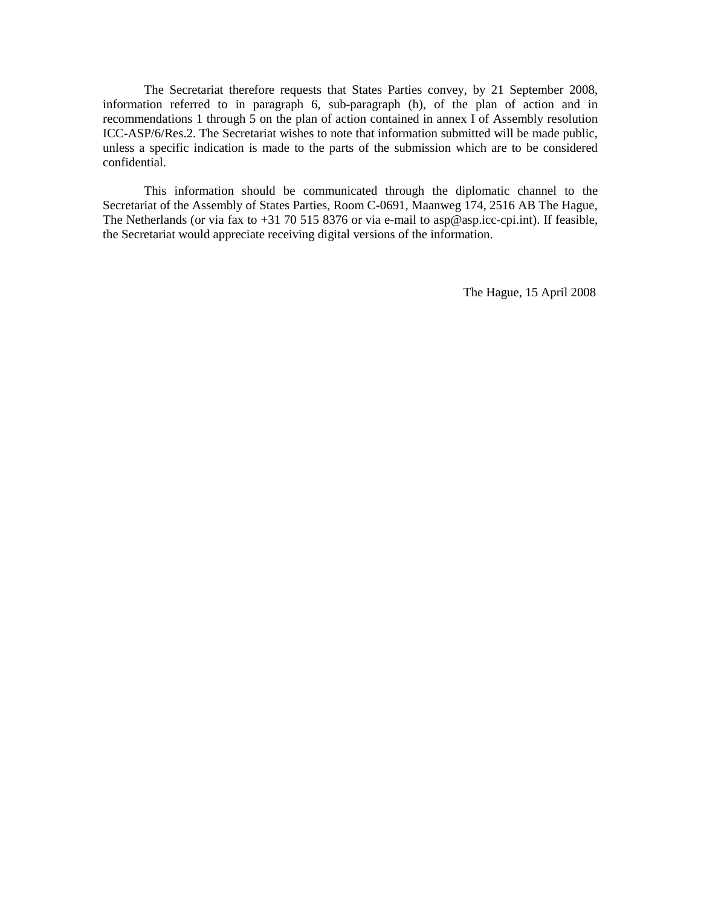The Secretariat therefore requests that States Parties convey, by 21 September 2008, information referred to in paragraph 6, sub-paragraph (h), of the plan of action and in recommendations 1 through 5 on the plan of action contained in annex I of Assembly resolution ICC-ASP/6/Res.2. The Secretariat wishes to note that information submitted will be made public, unless a specific indication is made to the parts of the submission which are to be considered confidential.

This information should be communicated through the diplomatic channel to the Secretariat of the Assembly of States Parties, Room C-0691, Maanweg 174, 2516 AB The Hague, The Netherlands (or via fax to +31 70 515 8376 or via e-mail to asp@asp.icc-cpi.int). If feasible, the Secretariat would appreciate receiving digital versions of the information.

The Hague, 15 April 2008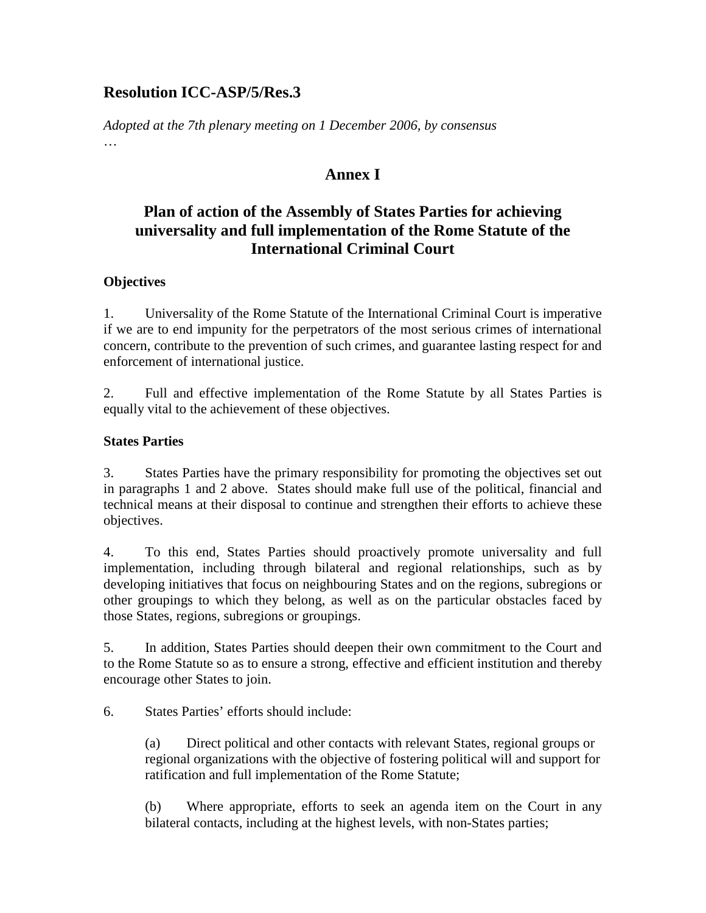## Resolution ICC-ASP/5/Res.3

*Adopted at the 7th plenary meeting on 1 December 2006, by consensus*

…

## Annex I

## Plan of action of the Assembly of States Parties for achieving universality and full implementation of the Rome Statute of the International Criminal Court

**Objectives**

1. Universality of the Rome Statute of the International Criminal Court is imperative if we are to end impunity for the perpetrators of the most serious crimes of international concern, contribute to the prevention of such crimes, and guarantee lasting respect for and enforcement of international justice.

2. Full and effective implementation of the Rome Statute by all States Parties is equally vital to the achievement of these objectives.

**States Parties**

3. States Parties have the primary responsibility for promoting the objectives set out in paragraphs 1 and 2 above. States should make full use of the political, financial and technical means at their disposal to continue and strengthen their efforts to achieve these objectives.

4. To this end, States Parties should proactively promote universality and full implementation, including through bilateral and regional relationships, such as by developing initiatives that focus on neighbouring States and on the regions, subregions or other groupings to which they belong, as well as on the particular obstacles faced by those States, regions, subregions or groupings.

5. In addition, States Parties should deepen their own commitment to the Court and to the Rome Statute so as to ensure a strong, effective and efficient institution and thereby encourage other States to join.

6. States Parties' efforts should include:

(a) Direct political and other contacts with relevant States, regional groups or regional organizations with the objective of fostering political will and support for ratification and full implementation of the Rome Statute;

(b) Where appropriate, efforts to seek an agenda item on the Court in any bilateral contacts, including at the highest levels, with non-States parties;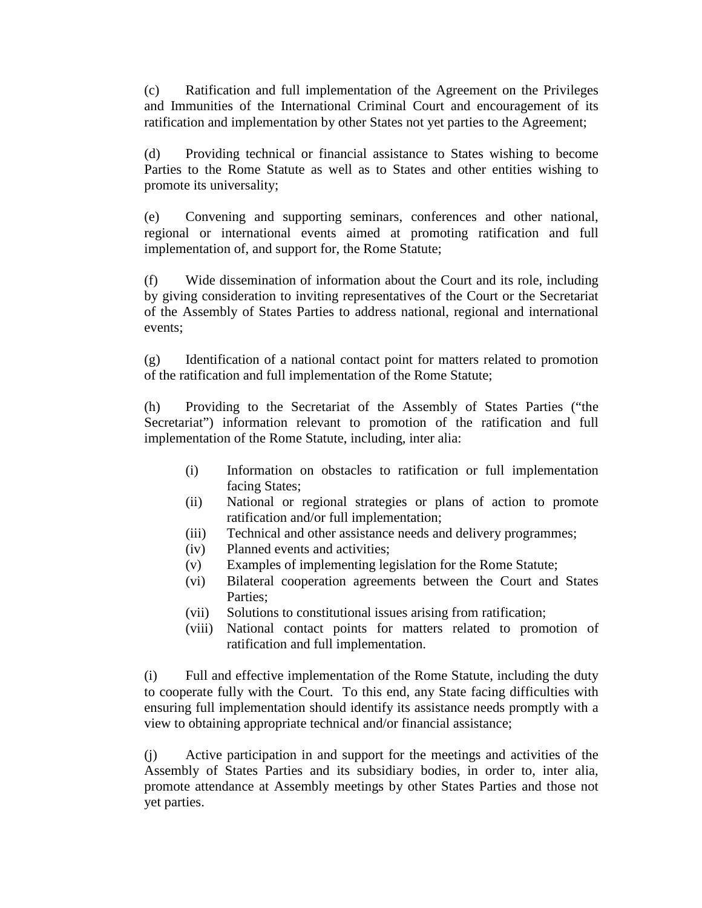(c) Ratification and full implementation of the Agreement on the Privileges and Immunities of the International Criminal Court and encouragement of its ratification and implementation by other States not yet parties to the Agreement;

(d) Providing technical or financial assistance to States wishing to become Parties to the Rome Statute as well as to States and other entities wishing to promote its universality;

(e) Convening and supporting seminars, conferences and other national, regional or international events aimed at promoting ratification and full implementation of, and support for, the Rome Statute;

(f) Wide dissemination of information about the Court and its role, including by giving consideration to inviting representatives of the Court or the Secretariat of the Assembly of States Parties to address national, regional and international events;

(g) Identification of a national contact point for matters related to promotion of the ratification and full implementation of the Rome Statute;

(h) Providing to the Secretariat of the Assembly of States Parties ("the Secretariat") information relevant to promotion of the ratification and full implementation of the Rome Statute, including, inter alia:

- (i) Information on obstacles to ratification or full implementation facing States;
- (ii) National or regional strategies or plans of action to promote ratification and/or full implementation;
- (iii) Technical and other assistance needs and delivery programmes;
- (iv) Planned events and activities;
- (v) Examples of implementing legislation for the Rome Statute;
- (vi) Bilateral cooperation agreements between the Court and States Parties;
- (vii) Solutions to constitutional issues arising from ratification;
- (viii) National contact points for matters related to promotion of ratification and full implementation.

(i) Full and effective implementation of the Rome Statute, including the duty to cooperate fully with the Court. To this end, any State facing difficulties with ensuring full implementation should identify its assistance needs promptly with a view to obtaining appropriate technical and/or financial assistance;

(j) Active participation in and support for the meetings and activities of the Assembly of States Parties and its subsidiary bodies, in order to, inter alia, promote attendance at Assembly meetings by other States Parties and those not yet parties.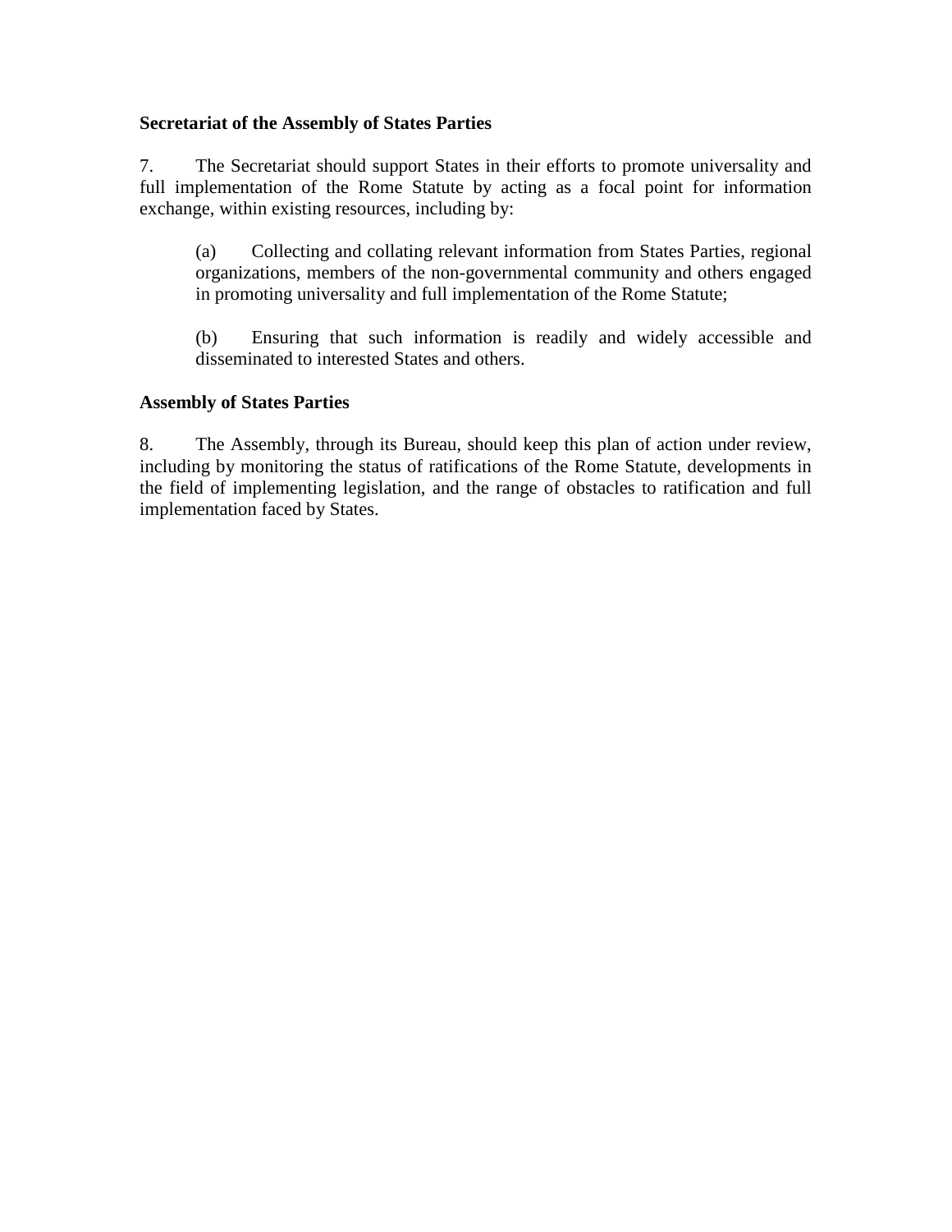**Secretariat of the Assembly of States Parties**

7. The Secretariat should support States in their efforts to promote universality and full implementation of the Rome Statute by acting as a focal point for information exchange, within existing resources, including by:

(a) Collecting and collating relevant information from States Parties, regional organizations, members of the non-governmental community and others engaged in promoting universality and full implementation of the Rome Statute;

(b) Ensuring that such information is readily and widely accessible and disseminated to interested States and others.

**Assembly of States Parties**

8. The Assembly, through its Bureau, should keep this plan of action under review, including by monitoring the status of ratifications of the Rome Statute, developments in the field of implementing legislation, and the range of obstacles to ratification and full implementation faced by States.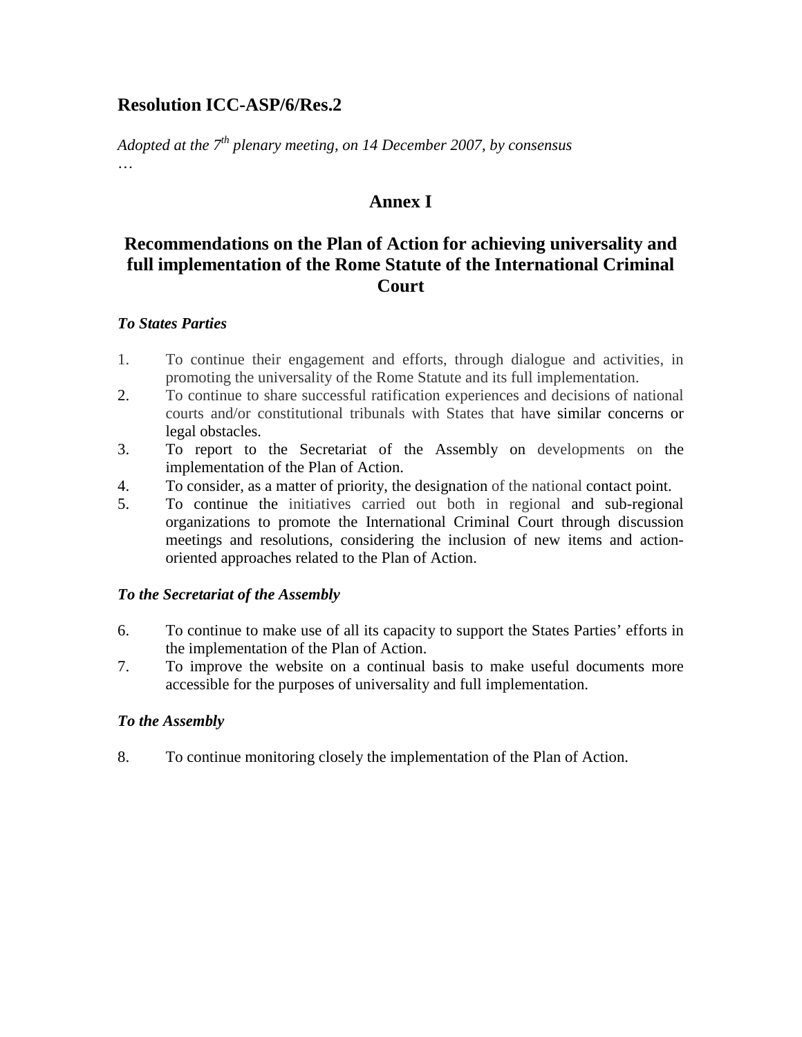## Resolution ICC-ASP/6/Res.2

*Adopted at the 7th plenary meeting, on 14 December 2007, by consensus*

…

# Annex I

## Recommendations on the Plan of Action for achieving universality and full implementation of the Rome Statute of the International Criminal Court

### *To States Parties*

1. To continue their engagement and efforts, through dialogue and activities, in promoting the universality of the Rome Statute and its full implementation.
2. To continue to share successful ratification experiences and decisions of national courts and/or constitutional tribunals with States that have similar concerns or legal obstacles.
3. To report to the Secretariat of the Assembly on developments on the implementation of the Plan of Action.
4. To consider, as a matter of priority, the designation of the national contact point.
5. To continue the initiatives carried out both in regional and sub-regional organizations to promote the International Criminal Court through discussion meetings and resolutions, considering the inclusion of new items and action-oriented approaches related to the Plan of Action.

### *To the Secretariat of the Assembly*

6. To continue to make use of all its capacity to support the States Parties' efforts in the implementation of the Plan of Action.
7. To improve the website on a continual basis to make useful documents more accessible for the purposes of universality and full implementation.

### *To the Assembly*

8. To continue monitoring closely the implementation of the Plan of Action.